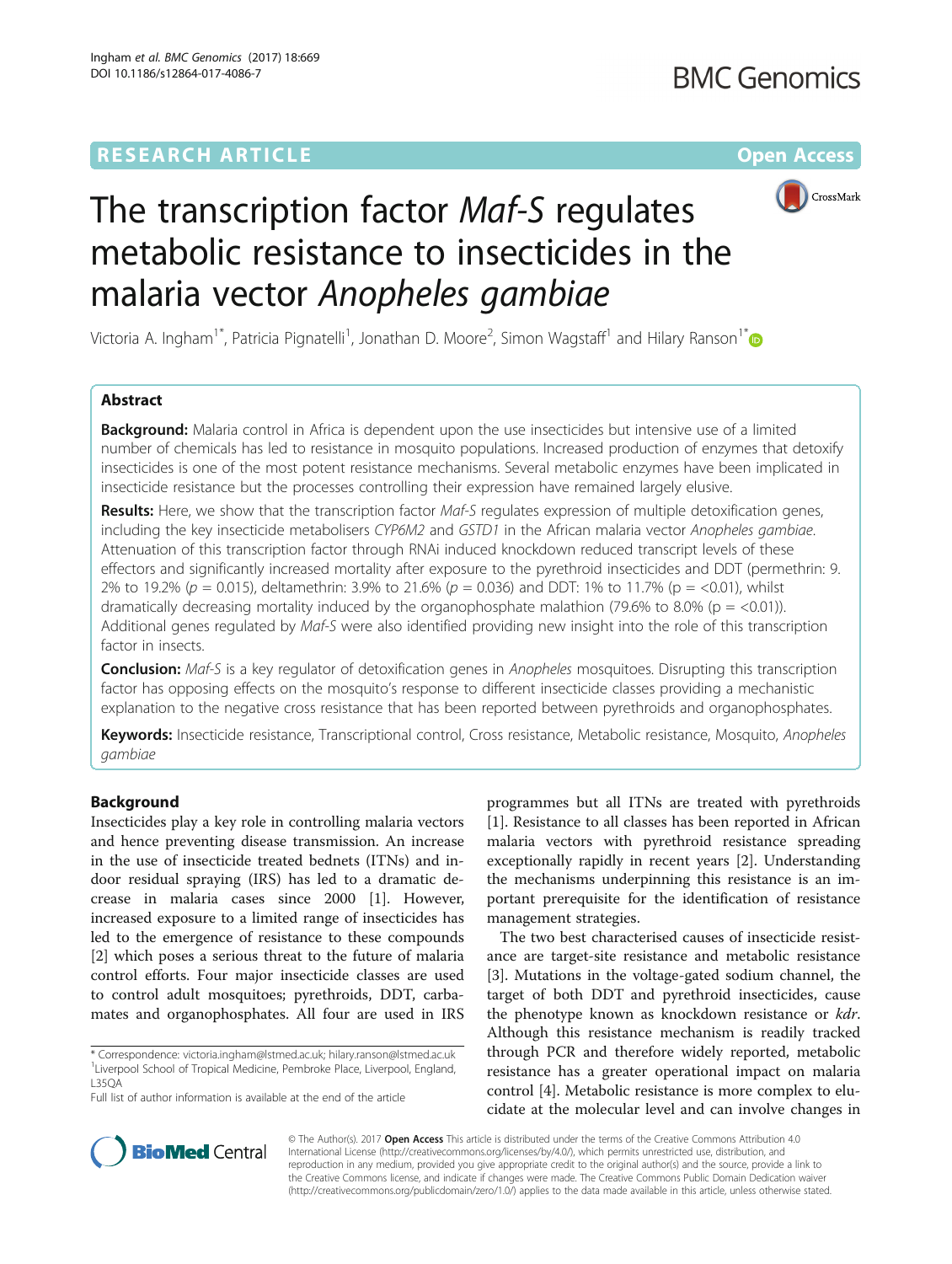# RESEARCH ARTICLE

Open Access

# The transcription factor *Maf-S* regulates metabolic resistance to insecticides in the malaria vector *Anopheles gambiae*

Victoria A. Ingham[1*], Patricia Pignatelli[1], Jonathan D. Moore[2], Simon Wagstaff[1] and Hilary Ranson[1*]

## Abstract

**Background:** Malaria control in Africa is dependent upon the use insecticides but intensive use of a limited number of chemicals has led to resistance in mosquito populations. Increased production of enzymes that detoxify insecticides is one of the most potent resistance mechanisms. Several metabolic enzymes have been implicated in insecticide resistance but the processes controlling their expression have remained largely elusive.

**Results:** Here, we show that the transcription factor *Maf-S* regulates expression of multiple detoxification genes, including the key insecticide metabolisers *CYP6M2* and *GSTD1* in the African malaria vector *Anopheles gambiae*. Attenuation of this transcription factor through RNAi induced knockdown reduced transcript levels of these effectors and significantly increased mortality after exposure to the pyrethroid insecticides and DDT (permethrin: 9.2% to 19.2% ($p = 0.015$), deltamethrin: 3.9% to 21.6% ($p = 0.036$) and DDT: 1% to 11.7% ($p = <0.01$)), whilst dramatically decreasing mortality induced by the organophosphate malathion (79.6% to 8.0% ($p = <0.01$)). Additional genes regulated by *Maf-S* were also identified providing new insight into the role of this transcription factor in insects.

**Conclusion:** *Maf-S* is a key regulator of detoxification genes in *Anopheles* mosquitoes. Disrupting this transcription factor has opposing effects on the mosquito's response to different insecticide classes providing a mechanistic explanation to the negative cross resistance that has been reported between pyrethroids and organophosphates.

**Keywords:** Insecticide resistance, Transcriptional control, Cross resistance, Metabolic resistance, Mosquito, *Anopheles gambiae*

## Background

Insecticides play a key role in controlling malaria vectors and hence preventing disease transmission. An increase in the use of insecticide treated bednets (ITNs) and indoor residual spraying (IRS) has led to a dramatic decrease in malaria cases since 2000 [1]. However, increased exposure to a limited range of insecticides has led to the emergence of resistance to these compounds [2] which poses a serious threat to the future of malaria control efforts. Four major insecticide classes are used to control adult mosquitoes; pyrethroids, DDT, carbamates and organophosphates. All four are used in IRS programmes but all ITNs are treated with pyrethroids [1]. Resistance to all classes has been reported in African malaria vectors with pyrethroid resistance spreading exceptionally rapidly in recent years [2]. Understanding the mechanisms underpinning this resistance is an important prerequisite for the identification of resistance management strategies.

The two best characterised causes of insecticide resistance are target-site resistance and metabolic resistance [3]. Mutations in the voltage-gated sodium channel, the target of both DDT and pyrethroid insecticides, cause the phenotype known as knockdown resistance or *kdr*. Although this resistance mechanism is readily tracked through PCR and therefore widely reported, metabolic resistance has a greater operational impact on malaria control [4]. Metabolic resistance is more complex to elucidate at the molecular level and can involve changes in

\* Correspondence: victoria.ingham@lstmed.ac.uk; hilary.ranson@lstmed.ac.uk
[1]Liverpool School of Tropical Medicine, Pembroke Place, Liverpool, England, L35QA
Full list of author information is available at the end of the article

© The Author(s). 2017 **Open Access** This article is distributed under the terms of the Creative Commons Attribution 4.0 International License (http://creativecommons.org/licenses/by/4.0/), which permits unrestricted use, distribution, and reproduction in any medium, provided you give appropriate credit to the original author(s) and the source, provide a link to the Creative Commons license, and indicate if changes were made. The Creative Commons Public Domain Dedication waiver (http://creativecommons.org/publicdomain/zero/1.0/) applies to the data made available in this article, unless otherwise stated.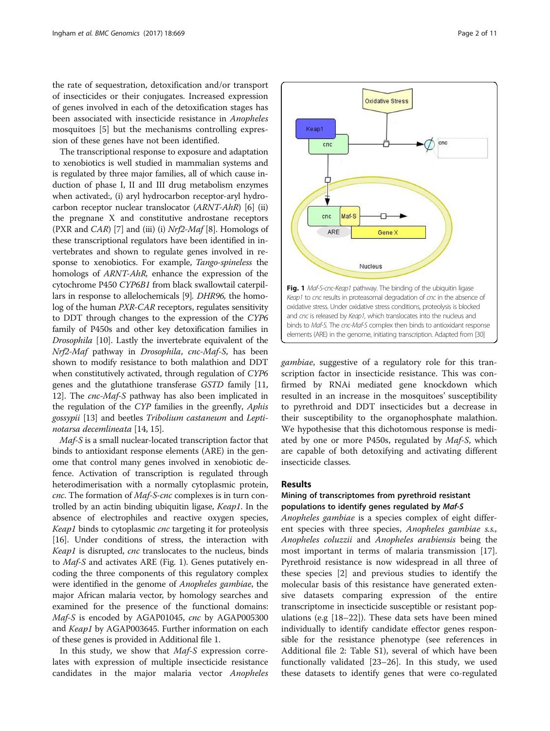the rate of sequestration, detoxification and/or transport of insecticides or their conjugates. Increased expression of genes involved in each of the detoxification stages has been associated with insecticide resistance in *Anopheles* mosquitoes [5] but the mechanisms controlling expression of these genes have not been identified.

The transcriptional response to exposure and adaptation to xenobiotics is well studied in mammalian systems and is regulated by three major families, all of which cause induction of phase I, II and III drug metabolism enzymes when activated:, (i) aryl hydrocarbon receptor-aryl hydrocarbon receptor nuclear translocator (*ARNT-AhR*) [6] (ii) the pregnane X and constitutive androstane receptors (PXR and *CAR*) [7] and (iii) (i) *Nrf2-Maf* [8]. Homologs of these transcriptional regulators have been identified in invertebrates and shown to regulate genes involved in response to xenobiotics. For example, *Tango-spineless* the homologs of *ARNT-AhR,* enhance the expression of the cytochrome P450 *CYP6B1* from black swallowtail caterpillars in response to allelochemicals [9]. *DHR96*, the homolog of the human *PXR-CAR* receptors, regulates sensitivity to DDT through changes to the expression of the *CYP6* family of P450s and other key detoxification families in *Drosophila* [10]. Lastly the invertebrate equivalent of the *Nrf2-Maf* pathway in *Drosophila*, *cnc-Maf-S*, has been shown to modify resistance to both malathion and DDT when constitutively activated, through regulation of *CYP6* genes and the glutathione transferase *GSTD* family [11, 12]. The *cnc-Maf-S* pathway has also been implicated in the regulation of the *CYP* families in the greenfly, *Aphis gossypii* [13] and beetles *Tribolium castaneum* and *Leptinotarsa decemlineata* [14, 15].

*Maf-S* is a small nuclear-located transcription factor that binds to antioxidant response elements (ARE) in the genome that control many genes involved in xenobiotic defence. Activation of transcription is regulated through heterodimerisation with a normally cytoplasmic protein, *cnc*. The formation of *Maf-S-cnc* complexes is in turn controlled by an actin binding ubiquitin ligase, *Keap1*. In the absence of electrophiles and reactive oxygen species, *Keap1* binds to cytoplasmic *cnc* targeting it for proteolysis [16]. Under conditions of stress, the interaction with *Keap1* is disrupted, *cnc* translocates to the nucleus, binds to *Maf-S* and activates ARE (Fig. 1). Genes putatively encoding the three components of this regulatory complex were identified in the genome of *Anopheles gambiae*, the major African malaria vector, by homology searches and examined for the presence of the functional domains: *Maf-S* is encoded by AGAP01045, *cnc* by AGAP005300 and *Keap1* by AGAP003645. Further information on each of these genes is provided in Additional file 1.

In this study, we show that *Maf-S* expression correlates with expression of multiple insecticide resistance candidates in the major malaria vector *Anopheles gambiae*, suggestive of a regulatory role for this transcription factor in insecticide resistance. This was confirmed by RNAi mediated gene knockdown which resulted in an increase in the mosquitoes' susceptibility to pyrethroid and DDT insecticides but a decrease in their susceptibility to the organophosphate malathion. We hypothesise that this dichotomous response is mediated by one or more P450s, regulated by *Maf-S*, which are capable of both detoxifying and activating different insecticide classes.

**Fig. 1** *Maf-S-cnc-Keap1* pathway. The binding of the ubiquitin ligase *Keap1* to *cnc* results in proteasomal degradation of *cnc* in the absence of oxidative stress. Under oxidative stress conditions, proteolysis is blocked and *cnc* is released by *Keap1,* which translocates into the nucleus and binds to *Maf-S*. The *cnc-Maf-S* complex then binds to antioxidant response elements (ARE) in the genome, initiating transcription. Adapted from [30]

## Results

### Mining of transcriptomes from pyrethroid resistant populations to identify genes regulated by *Maf-S*

*Anopheles gambiae* is a species complex of eight different species with three species, *Anopheles gambiae s.s., Anopheles coluzzii* and *Anopheles arabiensis* being the most important in terms of malaria transmission [17]. Pyrethroid resistance is now widespread in all three of these species [2] and previous studies to identify the molecular basis of this resistance have generated extensive datasets comparing expression of the entire transcriptome in insecticide susceptible or resistant populations (e.g [18–22]). These data sets have been mined individually to identify candidate effector genes responsible for the resistance phenotype (see references in Additional file 2: Table S1), several of which have been functionally validated [23–26]. In this study, we used these datasets to identify genes that were co-regulated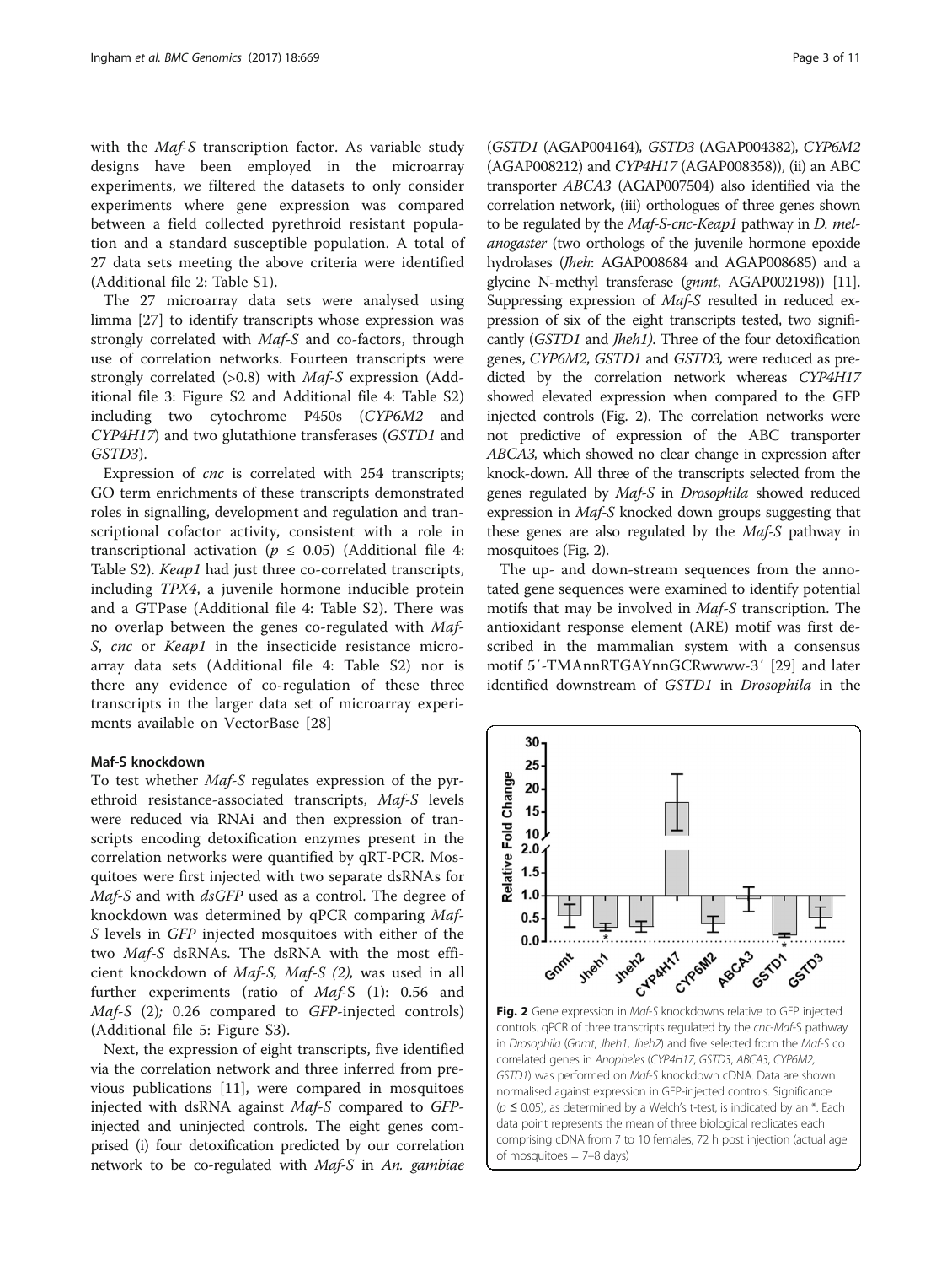with the *Maf-S* transcription factor. As variable study designs have been employed in the microarray experiments, we filtered the datasets to only consider experiments where gene expression was compared between a field collected pyrethroid resistant population and a standard susceptible population. A total of 27 data sets meeting the above criteria were identified (Additional file 2: Table S1).

The 27 microarray data sets were analysed using limma [27] to identify transcripts whose expression was strongly correlated with *Maf-S* and co-factors, through use of correlation networks. Fourteen transcripts were strongly correlated (>0.8) with *Maf-S* expression (Additional file 3: Figure S2 and Additional file 4: Table S2) including two cytochrome P450s (*CYP6M2* and *CYP4H17*) and two glutathione transferases (*GSTD1* and *GSTD3*).

Expression of *cnc* is correlated with 254 transcripts; GO term enrichments of these transcripts demonstrated roles in signalling, development and regulation and transcriptional cofactor activity, consistent with a role in transcriptional activation ($p \leq 0.05$) (Additional file 4: Table S2). *Keap1* had just three co-correlated transcripts, including *TPX4*, a juvenile hormone inducible protein and a GTPase (Additional file 4: Table S2). There was no overlap between the genes co-regulated with *Maf-S*, *cnc* or *Keap1* in the insecticide resistance microarray data sets (Additional file 4: Table S2) nor is there any evidence of co-regulation of these three transcripts in the larger data set of microarray experiments available on VectorBase [28]

## Maf-S knockdown

To test whether *Maf-S* regulates expression of the pyrethroid resistance-associated transcripts, *Maf-S* levels were reduced via RNAi and then expression of transcripts encoding detoxification enzymes present in the correlation networks were quantified by qRT-PCR. Mosquitoes were first injected with two separate dsRNAs for *Maf-S* and with *dsGFP* used as a control. The degree of knockdown was determined by qPCR comparing *Maf-S* levels in *GFP* injected mosquitoes with either of the two *Maf-S* dsRNAs. The dsRNA with the most efficient knockdown of *Maf-S*, *Maf-S (2)*, was used in all further experiments (ratio of *Maf-S* (1): 0.56 and *Maf-S* (2); 0.26 compared to *GFP*-injected controls) (Additional file 5: Figure S3).

Next, the expression of eight transcripts, five identified via the correlation network and three inferred from previous publications [11], were compared in mosquitoes injected with dsRNA against *Maf-S* compared to *GFP*-injected and uninjected controls. The eight genes comprised (i) four detoxification predicted by our correlation network to be co-regulated with *Maf-S* in *An. gambiae* (*GSTD1* (AGAP004164), *GSTD3* (AGAP004382), *CYP6M2* (AGAP008212) and *CYP4H17* (AGAP008358)), (ii) an ABC transporter *ABCA3* (AGAP007504) also identified via the correlation network, (iii) orthologues of three genes shown to be regulated by the *Maf-S-cnc-Keap1* pathway in *D. melanogaster* (two orthologs of the juvenile hormone epoxide hydrolases (*Jheh*: AGAP008684 and AGAP008685) and a glycine N-methyl transferase (*gnmt*, AGAP002198)) [11]. Suppressing expression of *Maf-S* resulted in reduced expression of six of the eight transcripts tested, two significantly (*GSTD1* and *Jheh1)*. Three of the four detoxification genes, *CYP6M2*, *GSTD1* and *GSTD3,* were reduced as predicted by the correlation network whereas *CYP4H17* showed elevated expression when compared to the GFP injected controls (Fig. 2). The correlation networks were not predictive of expression of the ABC transporter *ABCA3*, which showed no clear change in expression after knock-down. All three of the transcripts selected from the genes regulated by *Maf-S* in *Drosophila* showed reduced expression in *Maf-S* knocked down groups suggesting that these genes are also regulated by the *Maf-S* pathway in mosquitoes (Fig. 2).

The up- and down-stream sequences from the annotated gene sequences were examined to identify potential motifs that may be involved in *Maf-S* transcription. The antioxidant response element (ARE) motif was first described in the mammalian system with a consensus motif 5′-TMAnnRTGAYnnGCRwwww-3′ [29] and later identified downstream of *GSTD1* in *Drosophila* in the

**Fig. 2** Gene expression in *Maf-S* knockdowns relative to GFP injected controls. qPCR of three transcripts regulated by the *cnc-Maf-S* pathway in *Drosophila* (*Gnmt*, *Jheh1*, *Jheh2*) and five selected from the *Maf-S* co correlated genes in *Anopheles* (*CYP4H17*, *GSTD3*, *ABCA3*, *CYP6M2*, *GSTD1*) was performed on *Maf-S* knockdown cDNA. Data are shown normalised against expression in GFP-injected controls. Significance ($p \leq 0.05$), as determined by a Welch's t-test, is indicated by an *. Each data point represents the mean of three biological replicates each comprising cDNA from 7 to 10 females, 72 h post injection (actual age of mosquitoes = 7–8 days)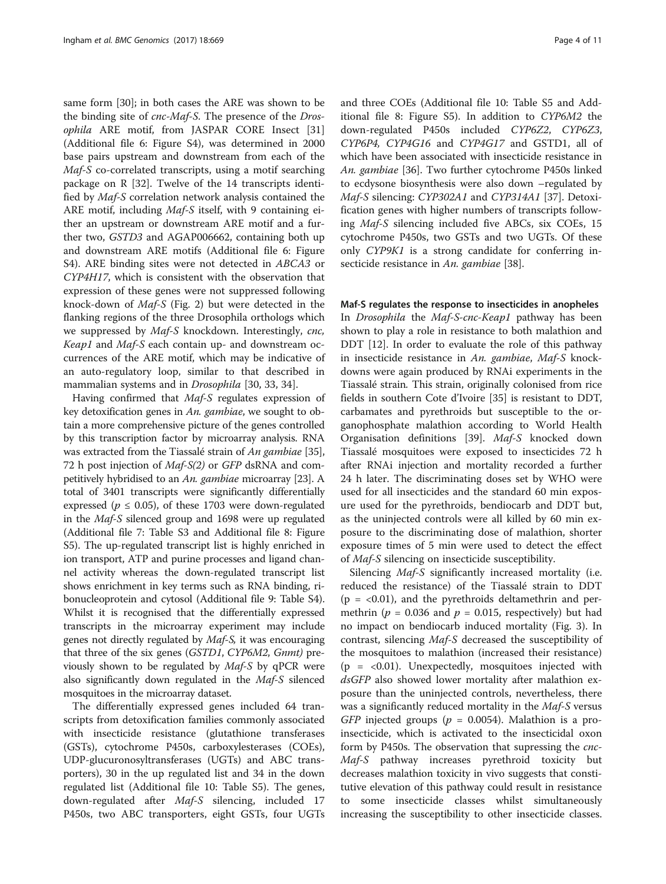same form [30]; in both cases the ARE was shown to be the binding site of *cnc-Maf-S*. The presence of the *Drosophila* ARE motif, from JASPAR CORE Insect [31] (Additional file 6: Figure S4), was determined in 2000 base pairs upstream and downstream from each of the *Maf-S* co-correlated transcripts, using a motif searching package on R [32]. Twelve of the 14 transcripts identified by *Maf-S* correlation network analysis contained the ARE motif, including *Maf-S* itself, with 9 containing either an upstream or downstream ARE motif and a further two, *GSTD3* and AGAP006662, containing both up and downstream ARE motifs (Additional file 6: Figure S4). ARE binding sites were not detected in *ABCA3* or *CYP4H17*, which is consistent with the observation that expression of these genes were not suppressed following knock-down of *Maf-S* (Fig. 2) but were detected in the flanking regions of the three Drosophila orthologs which we suppressed by *Maf-S* knockdown. Interestingly, *cnc, Keap1* and *Maf-S* each contain up- and downstream occurrences of the ARE motif, which may be indicative of an auto-regulatory loop, similar to that described in mammalian systems and in *Drosophila* [30, 33, 34].

Having confirmed that *Maf-S* regulates expression of key detoxification genes in *An. gambiae*, we sought to obtain a more comprehensive picture of the genes controlled by this transcription factor by microarray analysis. RNA was extracted from the Tiassalé strain of *An gambiae* [35], 72 h post injection of *Maf-S(2)* or *GFP* dsRNA and competitively hybridised to an *An. gambiae* microarray [23]. A total of 3401 transcripts were significantly differentially expressed ($p \leq 0.05$), of these 1703 were down-regulated in the *Maf-S* silenced group and 1698 were up regulated (Additional file 7: Table S3 and Additional file 8: Figure S5). The up-regulated transcript list is highly enriched in ion transport, ATP and purine processes and ligand channel activity whereas the down-regulated transcript list shows enrichment in key terms such as RNA binding, ribonucleoprotein and cytosol (Additional file 9: Table S4). Whilst it is recognised that the differentially expressed transcripts in the microarray experiment may include genes not directly regulated by *Maf-S*, it was encouraging that three of the six genes (*GSTD1*, *CYP6M2*, *Gnmt)* previously shown to be regulated by *Maf-S* by qPCR were also significantly down regulated in the *Maf-S* silenced mosquitoes in the microarray dataset.

The differentially expressed genes included 64 transcripts from detoxification families commonly associated with insecticide resistance (glutathione transferases (GSTs), cytochrome P450s, carboxylesterases (COEs), UDP-glucuronosyltransferases (UGTs) and ABC transporters), 30 in the up regulated list and 34 in the down regulated list (Additional file 10: Table S5). The genes, down-regulated after *Maf-S* silencing, included 17 P450s, two ABC transporters, eight GSTs, four UGTs and three COEs (Additional file 10: Table S5 and Additional file 8: Figure S5). In addition to *CYP6M2* the down-regulated P450s included *CYP6Z2*, *CYP6Z3*, *CYP6P4*, *CYP4G16* and *CYP4G17* and GSTD1, all of which have been associated with insecticide resistance in *An. gambiae* [36]. Two further cytochrome P450s linked to ecdysone biosynthesis were also down –regulated by *Maf-S* silencing: *CYP302A1* and *CYP314A1* [37]. Detoxification genes with higher numbers of transcripts following *Maf-S* silencing included five ABCs, six COEs, 15 cytochrome P450s, two GSTs and two UGTs. Of these only *CYP9K1* is a strong candidate for conferring insecticide resistance in *An. gambiae* [38].

## Maf-S regulates the response to insecticides in anopheles

In *Drosophila* the *Maf-S-cnc-Keap1* pathway has been shown to play a role in resistance to both malathion and DDT [12]. In order to evaluate the role of this pathway in insecticide resistance in *An. gambiae*, *Maf-S* knockdowns were again produced by RNAi experiments in the Tiassalé strain. This strain, originally colonised from rice fields in southern Cote d'Ivoire [35] is resistant to DDT, carbamates and pyrethroids but susceptible to the organophosphate malathion according to World Health Organisation definitions [39]. *Maf-S* knocked down Tiassalé mosquitoes were exposed to insecticides 72 h after RNAi injection and mortality recorded a further 24 h later. The discriminating doses set by WHO were used for all insecticides and the standard 60 min exposure used for the pyrethroids, bendiocarb and DDT but, as the uninjected controls were all killed by 60 min exposure to the discriminating dose of malathion, shorter exposure times of 5 min were used to detect the effect of *Maf-S* silencing on insecticide susceptibility.

Silencing *Maf-S* significantly increased mortality (i.e. reduced the resistance) of the Tiassalé strain to DDT ($p = <0.01$), and the pyrethroids deltamethrin and permethrin ($p = 0.036$ and $p = 0.015$, respectively) but had no impact on bendiocarb induced mortality (Fig. 3). In contrast, silencing *Maf-S* decreased the susceptibility of the mosquitoes to malathion (increased their resistance) ($p = <0.01$). Unexpectedly, mosquitoes injected with *dsGFP* also showed lower mortality after malathion exposure than the uninjected controls, nevertheless, there was a significantly reduced mortality in the *Maf-S* versus *GFP* injected groups ($p = 0.0054$). Malathion is a pro-insecticide, which is activated to the insecticidal oxon form by P450s. The observation that supressing the *cnc-Maf-S* pathway increases pyrethroid toxicity but decreases malathion toxicity in vivo suggests that constitutive elevation of this pathway could result in resistance to some insecticide classes whilst simultaneously increasing the susceptibility to other insecticide classes.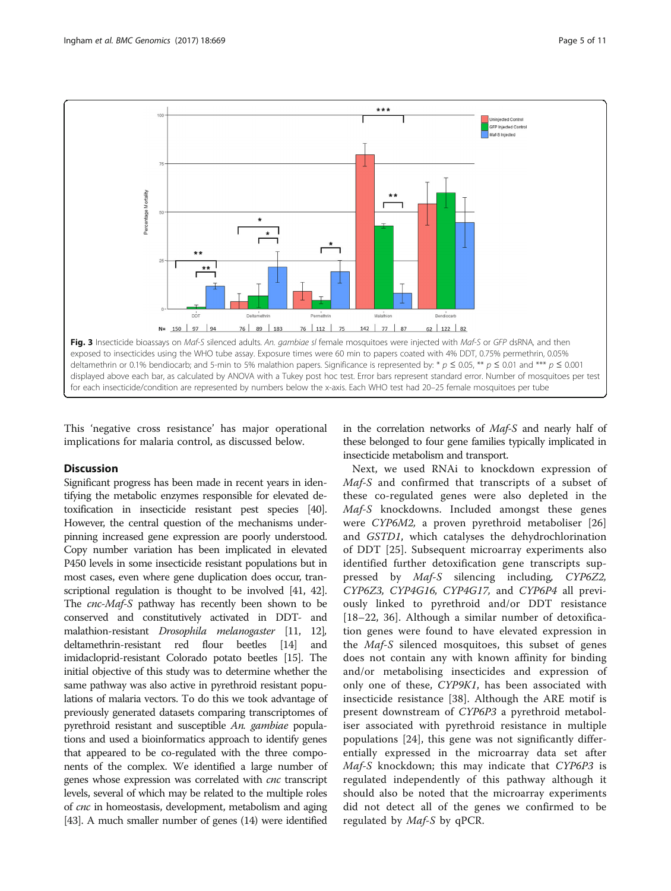Fig. 3 Insecticide bioassays on *Maf-S* silenced adults. *An. gambiae sl* female mosquitoes were injected with *Maf-S* or *GFP* dsRNA, and then exposed to insecticides using the WHO tube assay. Exposure times were 60 min to papers coated with 4% DDT, 0.75% permethrin, 0.05% deltamethrin or 0.1% bendiocarb; and 5-min to 5% malathion papers. Significance is represented by: * $p \leq 0.05$, ** $p \leq 0.01$ and *** $p \leq 0.001$ displayed above each bar, as calculated by ANOVA with a Tukey post hoc test. Error bars represent standard error. Number of mosquitoes per test for each insecticide/condition are represented by numbers below the x-axis. Each WHO test had 20–25 female mosquitoes per tube

This 'negative cross resistance' has major operational implications for malaria control, as discussed below.

## Discussion

Significant progress has been made in recent years in identifying the metabolic enzymes responsible for elevated detoxification in insecticide resistant pest species [40]. However, the central question of the mechanisms underpinning increased gene expression are poorly understood. Copy number variation has been implicated in elevated P450 levels in some insecticide resistant populations but in most cases, even where gene duplication does occur, transcriptional regulation is thought to be involved [41, 42]. The *cnc-Maf-S* pathway has recently been shown to be conserved and constitutively activated in DDT- and malathion-resistant *Drosophila melanogaster* [11, 12], deltamethrin-resistant red flour beetles [14] and imidacloprid-resistant Colorado potato beetles [15]. The initial objective of this study was to determine whether the same pathway was also active in pyrethroid resistant populations of malaria vectors. To do this we took advantage of previously generated datasets comparing transcriptomes of pyrethroid resistant and susceptible *An. gambiae* populations and used a bioinformatics approach to identify genes that appeared to be co-regulated with the three components of the complex. We identified a large number of genes whose expression was correlated with *cnc* transcript levels, several of which may be related to the multiple roles of *cnc* in homeostasis, development, metabolism and aging [43]. A much smaller number of genes (14) were identified in the correlation networks of *Maf-S* and nearly half of these belonged to four gene families typically implicated in insecticide metabolism and transport.

Next, we used RNAi to knockdown expression of *Maf-S* and confirmed that transcripts of a subset of these co-regulated genes were also depleted in the *Maf-S* knockdowns. Included amongst these genes were *CYP6M2,* a proven pyrethroid metaboliser [26] and *GSTD1*, which catalyses the dehydrochlorination of DDT [25]. Subsequent microarray experiments also identified further detoxification gene transcripts suppressed by *Maf-S* silencing including, *CYP6Z2, CYP6Z3, CYP4G16, CYP4G17,* and *CYP6P4* all previously linked to pyrethroid and/or DDT resistance [18–22, 36]. Although a similar number of detoxification genes were found to have elevated expression in the *Maf-S* silenced mosquitoes, this subset of genes does not contain any with known affinity for binding and/or metabolising insecticides and expression of only one of these, *CYP9K1*, has been associated with insecticide resistance [38]. Although the ARE motif is present downstream of *CYP6P3* a pyrethroid metaboliser associated with pyrethroid resistance in multiple populations [24], this gene was not significantly differentially expressed in the microarray data set after *Maf-S* knockdown; this may indicate that *CYP6P3* is regulated independently of this pathway although it should also be noted that the microarray experiments did not detect all of the genes we confirmed to be regulated by *Maf-S* by qPCR.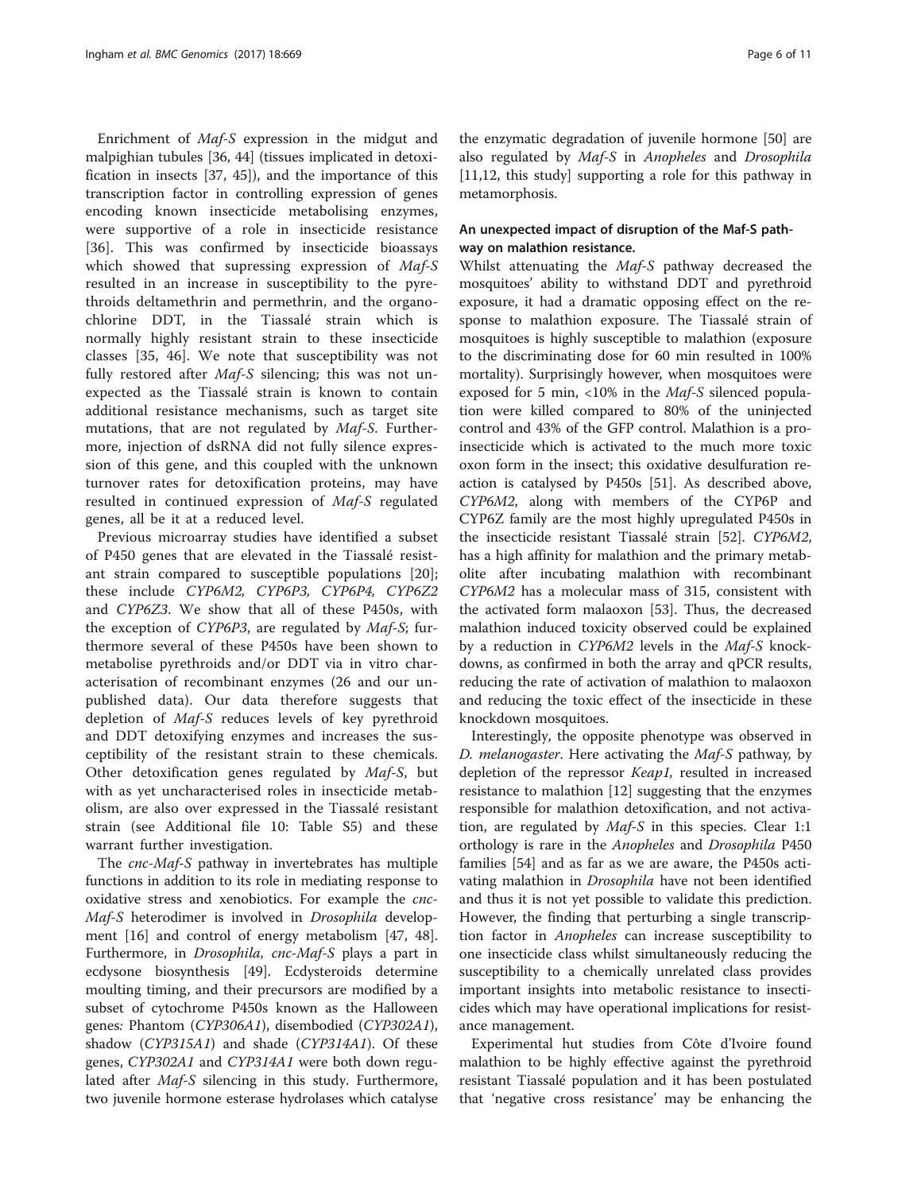Enrichment of *Maf-S* expression in the midgut and malpighian tubules [36, 44] (tissues implicated in detoxification in insects [37, 45]), and the importance of this transcription factor in controlling expression of genes encoding known insecticide metabolising enzymes, were supportive of a role in insecticide resistance [36]. This was confirmed by insecticide bioassays which showed that supressing expression of *Maf-S* resulted in an increase in susceptibility to the pyrethroids deltamethrin and permethrin, and the organochlorine DDT, in the Tiassalé strain which is normally highly resistant strain to these insecticide classes [35, 46]. We note that susceptibility was not fully restored after *Maf-S* silencing; this was not unexpected as the Tiassalé strain is known to contain additional resistance mechanisms, such as target site mutations, that are not regulated by *Maf-S*. Furthermore, injection of dsRNA did not fully silence expression of this gene, and this coupled with the unknown turnover rates for detoxification proteins, may have resulted in continued expression of *Maf-S* regulated genes, all be it at a reduced level.

Previous microarray studies have identified a subset of P450 genes that are elevated in the Tiassalé resistant strain compared to susceptible populations [20]; these include *CYP6M2, CYP6P3, CYP6P4, CYP6Z2* and *CYP6Z3*. We show that all of these P450s, with the exception of *CYP6P3*, are regulated by *Maf-S*; furthermore several of these P450s have been shown to metabolise pyrethroids and/or DDT via in vitro characterisation of recombinant enzymes (26 and our unpublished data). Our data therefore suggests that depletion of *Maf-S* reduces levels of key pyrethroid and DDT detoxifying enzymes and increases the susceptibility of the resistant strain to these chemicals. Other detoxification genes regulated by *Maf-S*, but with as yet uncharacterised roles in insecticide metabolism, are also over expressed in the Tiassalé resistant strain (see Additional file 10: Table S5) and these warrant further investigation.

The *cnc-Maf-S* pathway in invertebrates has multiple functions in addition to its role in mediating response to oxidative stress and xenobiotics. For example the *cnc-Maf-S* heterodimer is involved in *Drosophila* development [16] and control of energy metabolism [47, 48]. Furthermore, in *Drosophila, cnc-Maf-S* plays a part in ecdysone biosynthesis [49]. Ecdysteroids determine moulting timing, and their precursors are modified by a subset of cytochrome P450s known as the Halloween genes*:* Phantom (*CYP306A1*), disembodied (*CYP302A1*), shadow (*CYP315A1*) and shade (*CYP314A1*). Of these genes, *CYP302A1* and *CYP314A1* were both down regulated after *Maf-S* silencing in this study. Furthermore, two juvenile hormone esterase hydrolases which catalyse the enzymatic degradation of juvenile hormone [50] are also regulated by *Maf-S* in *Anopheles* and *Drosophila* [11,12, this study] supporting a role for this pathway in metamorphosis.

## An unexpected impact of disruption of the Maf-S pathway on malathion resistance.

Whilst attenuating the *Maf-S* pathway decreased the mosquitoes' ability to withstand DDT and pyrethroid exposure, it had a dramatic opposing effect on the response to malathion exposure. The Tiassalé strain of mosquitoes is highly susceptible to malathion (exposure to the discriminating dose for 60 min resulted in 100% mortality). Surprisingly however, when mosquitoes were exposed for 5 min, <10% in the *Maf-S* silenced population were killed compared to 80% of the uninjected control and 43% of the GFP control. Malathion is a pro-insecticide which is activated to the much more toxic oxon form in the insect; this oxidative desulfuration reaction is catalysed by P450s [51]. As described above, *CYP6M2*, along with members of the CYP6P and CYP6Z family are the most highly upregulated P450s in the insecticide resistant Tiassalé strain [52]. *CYP6M2*, has a high affinity for malathion and the primary metabolite after incubating malathion with recombinant *CYP6M2* has a molecular mass of 315, consistent with the activated form malaoxon [53]. Thus, the decreased malathion induced toxicity observed could be explained by a reduction in *CYP6M2* levels in the *Maf-S* knockdowns, as confirmed in both the array and qPCR results, reducing the rate of activation of malathion to malaoxon and reducing the toxic effect of the insecticide in these knockdown mosquitoes.

Interestingly, the opposite phenotype was observed in *D. melanogaster*. Here activating the *Maf-S* pathway*,* by depletion of the repressor *Keap1,* resulted in increased resistance to malathion [12] suggesting that the enzymes responsible for malathion detoxification, and not activation, are regulated by *Maf-S* in this species. Clear 1:1 orthology is rare in the *Anopheles* and *Drosophila* P450 families [54] and as far as we are aware, the P450s activating malathion in *Drosophila* have not been identified and thus it is not yet possible to validate this prediction. However, the finding that perturbing a single transcription factor in *Anopheles* can increase susceptibility to one insecticide class whilst simultaneously reducing the susceptibility to a chemically unrelated class provides important insights into metabolic resistance to insecticides which may have operational implications for resistance management.

Experimental hut studies from Côte d'Ivoire found malathion to be highly effective against the pyrethroid resistant Tiassalé population and it has been postulated that 'negative cross resistance' may be enhancing the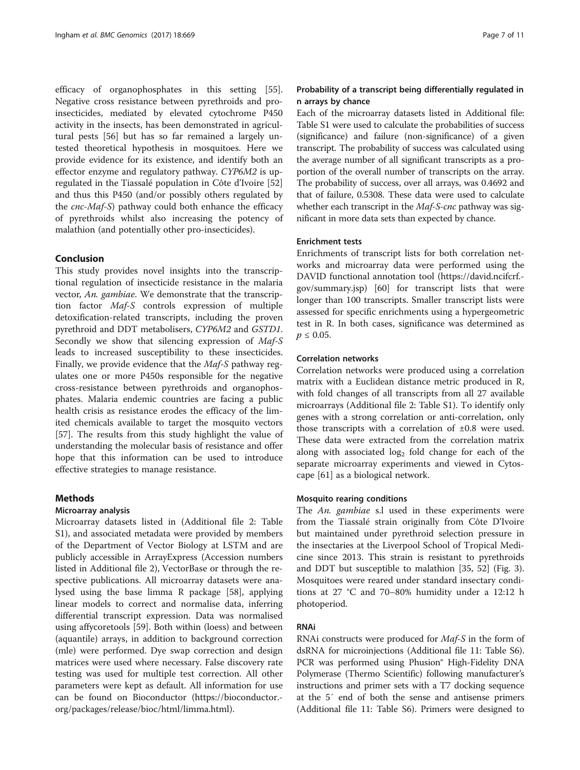efficacy of organophosphates in this setting [55]. Negative cross resistance between pyrethroids and pro-insecticides, mediated by elevated cytochrome P450 activity in the insects, has been demonstrated in agricultural pests [56] but has so far remained a largely untested theoretical hypothesis in mosquitoes. Here we provide evidence for its existence, and identify both an effector enzyme and regulatory pathway. *CYP6M2* is upregulated in the Tiassalé population in Côte d'Ivoire [52] and thus this P450 (and/or possibly others regulated by the *cnc-Maf-S*) pathway could both enhance the efficacy of pyrethroids whilst also increasing the potency of malathion (and potentially other pro-insecticides).

## Conclusion

This study provides novel insights into the transcriptional regulation of insecticide resistance in the malaria vector, *An. gambiae*. We demonstrate that the transcription factor *Maf-S* controls expression of multiple detoxification-related transcripts, including the proven pyrethroid and DDT metabolisers, *CYP6M2* and *GSTD1*. Secondly we show that silencing expression of *Maf-S* leads to increased susceptibility to these insecticides. Finally, we provide evidence that the *Maf-S* pathway regulates one or more P450s responsible for the negative cross-resistance between pyrethroids and organophosphates. Malaria endemic countries are facing a public health crisis as resistance erodes the efficacy of the limited chemicals available to target the mosquito vectors [57]. The results from this study highlight the value of understanding the molecular basis of resistance and offer hope that this information can be used to introduce effective strategies to manage resistance.

## Methods

### Microarray analysis

Microarray datasets listed in (Additional file 2: Table S1), and associated metadata were provided by members of the Department of Vector Biology at LSTM and are publicly accessible in ArrayExpress (Accession numbers listed in Additional file 2), VectorBase or through the respective publications. All microarray datasets were analysed using the base limma R package [58], applying linear models to correct and normalise data, inferring differential transcript expression. Data was normalised using affycoretools [59]. Both within (loess) and between (aquantile) arrays, in addition to background correction (mle) were performed. Dye swap correction and design matrices were used where necessary. False discovery rate testing was used for multiple test correction. All other parameters were kept as default. All information for use can be found on Bioconductor (https://bioconductor.org/packages/release/bioc/html/limma.html).

### Probability of a transcript being differentially regulated in n arrays by chance

Each of the microarray datasets listed in Additional file: Table S1 were used to calculate the probabilities of success (significance) and failure (non-significance) of a given transcript. The probability of success was calculated using the average number of all significant transcripts as a proportion of the overall number of transcripts on the array. The probability of success, over all arrays, was 0.4692 and that of failure, 0.5308. These data were used to calculate whether each transcript in the *Maf-S-cnc* pathway was significant in more data sets than expected by chance.

### Enrichment tests

Enrichments of transcript lists for both correlation networks and microarray data were performed using the DAVID functional annotation tool (https://david.ncifcrf.gov/summary.jsp) [60] for transcript lists that were longer than 100 transcripts. Smaller transcript lists were assessed for specific enrichments using a hypergeometric test in R. In both cases, significance was determined as $p \leq 0.05$.

### Correlation networks

Correlation networks were produced using a correlation matrix with a Euclidean distance metric produced in R, with fold changes of all transcripts from all 27 available microarrays (Additional file 2: Table S1). To identify only genes with a strong correlation or anti-correlation, only those transcripts with a correlation of ±0.8 were used. These data were extracted from the correlation matrix along with associated $\log_2$ fold change for each of the separate microarray experiments and viewed in Cytoscape [61] as a biological network.

### Mosquito rearing conditions

The *An. gambiae* s.l used in these experiments were from the Tiassalé strain originally from Côte D'Ivoire but maintained under pyrethroid selection pressure in the insectaries at the Liverpool School of Tropical Medicine since 2013. This strain is resistant to pyrethroids and DDT but susceptible to malathion [35, 52] (Fig. 3). Mosquitoes were reared under standard insectary conditions at 27 °C and 70–80% humidity under a 12:12 h photoperiod.

### RNAi

RNAi constructs were produced for *Maf-S* in the form of dsRNA for microinjections (Additional file 11: Table S6). PCR was performed using Phusion® High-Fidelity DNA Polymerase (Thermo Scientific) following manufacturer's instructions and primer sets with a T7 docking sequence at the 5′ end of both the sense and antisense primers (Additional file 11: Table S6). Primers were designed to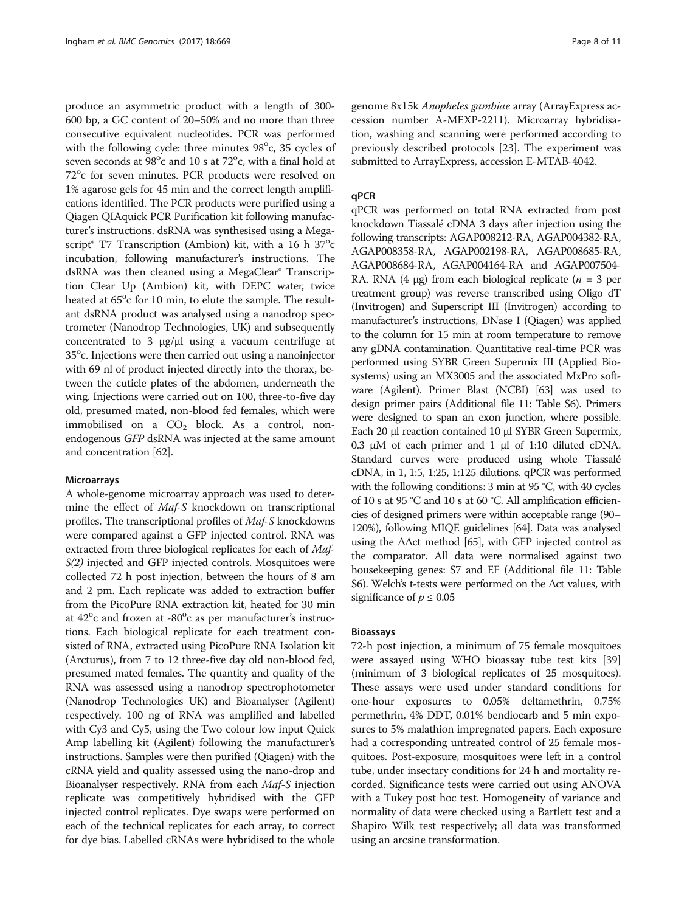produce an asymmetric product with a length of 300-600 bp, a GC content of 20–50% and no more than three consecutive equivalent nucleotides. PCR was performed with the following cycle: three minutes 98°c, 35 cycles of seven seconds at 98°c and 10 s at 72°c, with a final hold at 72°c for seven minutes. PCR products were resolved on 1% agarose gels for 45 min and the correct length amplifications identified. The PCR products were purified using a Qiagen QIAquick PCR Purification kit following manufacturer's instructions. dsRNA was synthesised using a Megascript® T7 Transcription (Ambion) kit, with a 16 h 37°c incubation, following manufacturer's instructions. The dsRNA was then cleaned using a MegaClear® Transcription Clear Up (Ambion) kit, with DEPC water, twice heated at 65°c for 10 min, to elute the sample. The resultant dsRNA product was analysed using a nanodrop spectrometer (Nanodrop Technologies, UK) and subsequently concentrated to 3 μg/μl using a vacuum centrifuge at 35°c. Injections were then carried out using a nanoinjector with 69 nl of product injected directly into the thorax, between the cuticle plates of the abdomen, underneath the wing. Injections were carried out on 100, three-to-five day old, presumed mated, non-blood fed females, which were immobilised on a $CO_2$ block. As a control, non-endogenous *GFP* dsRNA was injected at the same amount and concentration [62].

#### Microarrays

A whole-genome microarray approach was used to determine the effect of *Maf-S* knockdown on transcriptional profiles. The transcriptional profiles of *Maf-S* knockdowns were compared against a GFP injected control. RNA was extracted from three biological replicates for each of *Maf-S(2)* injected and GFP injected controls. Mosquitoes were collected 72 h post injection, between the hours of 8 am and 2 pm. Each replicate was added to extraction buffer from the PicoPure RNA extraction kit, heated for 30 min at 42°c and frozen at -80°c as per manufacturer's instructions. Each biological replicate for each treatment consisted of RNA, extracted using PicoPure RNA Isolation kit (Arcturus), from 7 to 12 three-five day old non-blood fed, presumed mated females. The quantity and quality of the RNA was assessed using a nanodrop spectrophotometer (Nanodrop Technologies UK) and Bioanalyser (Agilent) respectively. 100 ng of RNA was amplified and labelled with Cy3 and Cy5, using the Two colour low input Quick Amp labelling kit (Agilent) following the manufacturer's instructions. Samples were then purified (Qiagen) with the cRNA yield and quality assessed using the nano-drop and Bioanalyser respectively. RNA from each *Maf-S* injection replicate was competitively hybridised with the GFP injected control replicates. Dye swaps were performed on each of the technical replicates for each array, to correct for dye bias. Labelled cRNAs were hybridised to the whole genome 8x15k *Anopheles gambiae* array (ArrayExpress accession number A-MEXP-2211). Microarray hybridisation, washing and scanning were performed according to previously described protocols [23]. The experiment was submitted to ArrayExpress, accession E-MTAB-4042.

#### qPCR

qPCR was performed on total RNA extracted from post knockdown Tiassalé cDNA 3 days after injection using the following transcripts: AGAP008212-RA, AGAP004382-RA, AGAP008358-RA, AGAP002198-RA, AGAP008685-RA, AGAP008684-RA, AGAP004164-RA and AGAP007504-RA. RNA (4 μg) from each biological replicate ($n = 3$ per treatment group) was reverse transcribed using Oligo dT (Invitrogen) and Superscript III (Invitrogen) according to manufacturer's instructions, DNase I (Qiagen) was applied to the column for 15 min at room temperature to remove any gDNA contamination. Quantitative real-time PCR was performed using SYBR Green Supermix III (Applied Biosystems) using an MX3005 and the associated MxPro software (Agilent). Primer Blast (NCBI) [63] was used to design primer pairs (Additional file 11: Table S6). Primers were designed to span an exon junction, where possible. Each 20 μl reaction contained 10 μl SYBR Green Supermix, 0.3 μM of each primer and 1 μl of 1:10 diluted cDNA. Standard curves were produced using whole Tiassalé cDNA, in 1, 1:5, 1:25, 1:125 dilutions. qPCR was performed with the following conditions: 3 min at 95 °C, with 40 cycles of 10 s at 95 °C and 10 s at 60 °C. All amplification efficiencies of designed primers were within acceptable range (90–120%), following MIQE guidelines [64]. Data was analysed using the ΔΔct method [65], with GFP injected control as the comparator. All data were normalised against two housekeeping genes: S7 and EF (Additional file 11: Table S6). Welch's t-tests were performed on the Δct values, with significance of $p \leq 0.05$

#### Bioassays

72-h post injection, a minimum of 75 female mosquitoes were assayed using WHO bioassay tube test kits [39] (minimum of 3 biological replicates of 25 mosquitoes). These assays were used under standard conditions for one-hour exposures to 0.05% deltamethrin, 0.75% permethrin, 4% DDT, 0.01% bendiocarb and 5 min exposures to 5% malathion impregnated papers. Each exposure had a corresponding untreated control of 25 female mosquitoes. Post-exposure, mosquitoes were left in a control tube, under insectary conditions for 24 h and mortality recorded. Significance tests were carried out using ANOVA with a Tukey post hoc test. Homogeneity of variance and normality of data were checked using a Bartlett test and a Shapiro Wilk test respectively; all data was transformed using an arcsine transformation.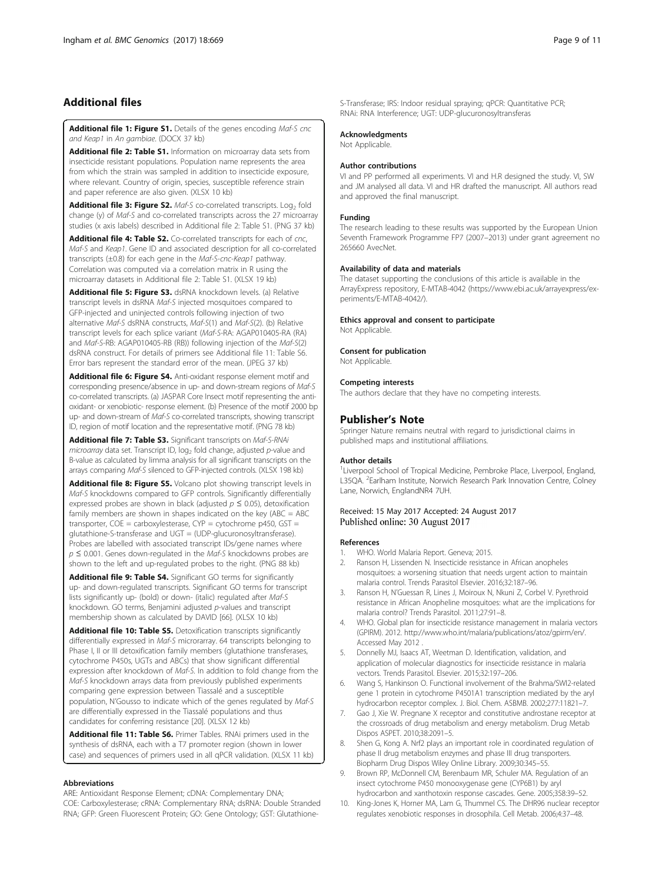## Additional files

**Additional file 1: Figure S1.** Details of the genes encoding *Maf-S cnc and Keap1* in *An gambiae*. (DOCX 37 kb)

**Additional file 2: Table S1.** Information on microarray data sets from insecticide resistant populations. Population name represents the area from which the strain was sampled in addition to insecticide exposure, where relevant. Country of origin, species, susceptible reference strain and paper reference are also given. (XLSX 10 kb)

**Additional file 3: Figure S2.** *Maf-S* co-correlated transcripts. $\text{Log}_2$ fold change (y) of *Maf-S* and co-correlated transcripts across the 27 microarray studies (x axis labels) described in Additional file 2: Table S1. (PNG 37 kb)

**Additional file 4: Table S2.** Co-correlated transcripts for each of *cnc*, *Maf-S* and *Keap1*. Gene ID and associated description for all co-correlated transcripts (±0.8) for each gene in the *Maf-S-cnc-Keap1* pathway. Correlation was computed via a correlation matrix in R using the microarray datasets in Additional file 2: Table S1. (XLSX 19 kb)

**Additional file 5: Figure S3.** dsRNA knockdown levels. (a) Relative transcript levels in dsRNA *Maf-S* injected mosquitoes compared to GFP-injected and uninjected controls following injection of two alternative *Maf-S* dsRNA constructs, *Maf-S*(1) and *Maf-S*(2). (b) Relative transcript levels for each splice variant (*Maf-S*-RA: AGAP010405-RA (RA) and *Maf-S*-RB: AGAP010405-RB (RB)) following injection of the *Maf-S*(2) dsRNA construct. For details of primers see Additional file 11: Table S6. Error bars represent the standard error of the mean. (JPEG 37 kb)

**Additional file 6: Figure S4.** Anti-oxidant response element motif and corresponding presence/absence in up- and down-stream regions of *Maf-S* co-correlated transcripts. (a) JASPAR Core Insect motif representing the anti-oxidant- or xenobiotic- response element. (b) Presence of the motif 2000 bp up- and down-stream of *Maf-S* co-correlated transcripts, showing transcript ID, region of motif location and the representative motif. (PNG 78 kb)

**Additional file 7: Table S3.** Significant transcripts on *Maf-S-RNAi microarray* data set. Transcript ID, $\log_2$ fold change, adjusted *p*-value and B-value as calculated by limma analysis for all significant transcripts on the arrays comparing *Maf-S* silenced to GFP-injected controls. (XLSX 198 kb)

**Additional file 8: Figure S5.** Volcano plot showing transcript levels in *Maf-S* knockdowns compared to GFP controls. Significantly differentially expressed probes are shown in black (adjusted $p \leq 0.05$), detoxification family members are shown in shapes indicated on the key (ABC = ABC transporter, COE = carboxylesterase, CYP = cytochrome p450, GST = glutathione-S-transferase and UGT = (UDP-glucuronosyltransferase). Probes are labelled with associated transcript IDs/gene names where $p \leq 0.001$. Genes down-regulated in the *Maf-S* knockdowns probes are shown to the left and up-regulated probes to the right. (PNG 88 kb)

**Additional file 9: Table S4.** Significant GO terms for significantly up- and down-regulated transcripts. Significant GO terms for transcript lists significantly up- (bold) or down- (italic) regulated after *Maf-S* knockdown. GO terms, Benjamini adjusted *p*-values and transcript membership shown as calculated by DAVID [66]. (XLSX 10 kb)

**Additional file 10: Table S5.** Detoxification transcripts significantly differentially expressed in *Maf-S* microrarray. 64 transcripts belonging to Phase I, II or III detoxification family members (glutathione transferases, cytochrome P450s, UGTs and ABCs) that show significant differential expression after knockdown of *Maf-S*. In addition to fold change from the *Maf-S* knockdown arrays data from previously published experiments comparing gene expression between Tiassalé and a susceptible population, N'Gousso to indicate which of the genes regulated by *Maf-S* are differentially expressed in the Tiassalé populations and thus candidates for conferring resistance [20]. (XLSX 12 kb)

**Additional file 11: Table S6.** Primer Tables. RNAi primers used in the synthesis of dsRNA, each with a T7 promoter region (shown in lower case) and sequences of primers used in all qPCR validation. (XLSX 11 kb)

#### Abbreviations

ARE: Antioxidant Response Element; cDNA: Complementary DNA; COE: Carboxylesterase; cRNA: Complementary RNA; dsRNA: Double Stranded RNA; GFP: Green Fluorescent Protein; GO: Gene Ontology; GST: Glutathione-S-Transferase; IRS: Indoor residual spraying; qPCR: Quantitative PCR; RNAi: RNA Interference; UGT: UDP-glucuronosyltransferas

#### Acknowledgments

Not Applicable.

#### Author contributions

VI and PP performed all experiments. VI and H.R designed the study. VI, SW and JM analysed all data. VI and HR drafted the manuscript. All authors read and approved the final manuscript.

#### Funding

The research leading to these results was supported by the European Union Seventh Framework Programme FP7 (2007–2013) under grant agreement no 265660 AvecNet.

#### Availability of data and materials

The dataset supporting the conclusions of this article is available in the ArrayExpress repository, E-MTAB-4042 (https://www.ebi.ac.uk/arrayexpress/experiments/E-MTAB-4042/).

#### Ethics approval and consent to participate

Not Applicable.

#### Consent for publication

Not Applicable.

#### Competing interests

The authors declare that they have no competing interests.

## Publisher's Note

Springer Nature remains neutral with regard to jurisdictional claims in published maps and institutional affiliations.

#### Author details

[1]Liverpool School of Tropical Medicine, Pembroke Place, Liverpool, England, L35QA. [2]Earlham Institute, Norwich Research Park Innovation Centre, Colney Lane, Norwich, EnglandNR4 7UH.

Received: 15 May 2017 Accepted: 24 August 2017
Published online: 30 August 2017

#### References

1. WHO. World Malaria Report. Geneva; 2015.
2. Ranson H, Lissenden N. Insecticide resistance in African anopheles mosquitoes: a worsening situation that needs urgent action to maintain malaria control. Trends Parasitol Elsevier. 2016;32:187–96.
3. Ranson H, N'Guessan R, Lines J, Moiroux N, Nkuni Z, Corbel V. Pyrethroid resistance in African Anopheline mosquitoes: what are the implications for malaria control? Trends Parasitol. 2011;27:91–8.
4. WHO. Global plan for insecticide resistance management in malaria vectors (GPIRM). 2012. http://www.who.int/malaria/publications/atoz/gpirm/en/. Accessed May 2012 .
5. Donnelly MJ, Isaacs AT, Weetman D. Identification, validation, and application of molecular diagnostics for insecticide resistance in malaria vectors. Trends Parasitol. Elsevier. 2015;32:197–206.
6. Wang S, Hankinson O. Functional involvement of the Brahma/SWI2-related gene 1 protein in cytochrome P4501A1 transcription mediated by the aryl hydrocarbon receptor complex. J. Biol. Chem. ASBMB. 2002;277:11821–7.
7. Gao J, Xie W. Pregnane X receptor and constitutive androstane receptor at the crossroads of drug metabolism and energy metabolism. Drug Metab Dispos ASPET. 2010;38:2091–5.
8. Shen G, Kong A. Nrf2 plays an important role in coordinated regulation of phase II drug metabolism enzymes and phase III drug transporters. Biopharm Drug Dispos Wiley Online Library. 2009;30:345–55.
9. Brown RP, McDonnell CM, Berenbaum MR, Schuler MA. Regulation of an insect cytochrome P450 monooxygenase gene (CYP6B1) by aryl hydrocarbon and xanthotoxin response cascades. Gene. 2005;358:39–52.
10. King-Jones K, Horner MA, Lam G, Thummel CS. The DHR96 nuclear receptor regulates xenobiotic responses in drosophila. Cell Metab. 2006;4:37–48.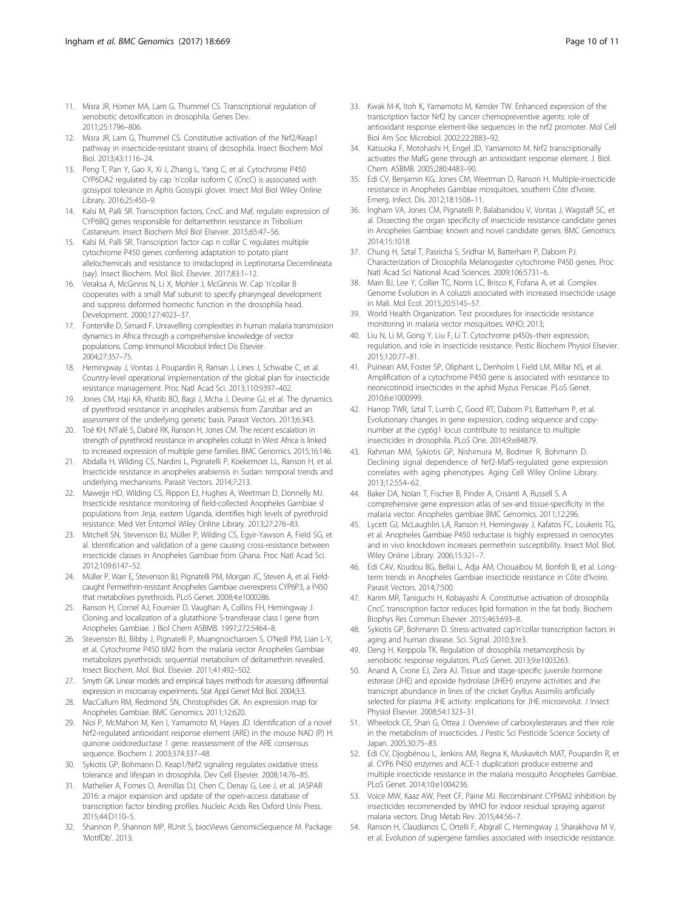11. Misra JR, Horner MA, Lam G, Thummel CS. Transcriptional regulation of xenobiotic detoxification in drosophila. Genes Dev. 2011;25:1796–806.
12. Misra JR, Lam G, Thummel CS. Constitutive activation of the Nrf2/Keap1 pathway in insecticide-resistant strains of drosophila. Insect Biochem Mol Biol. 2013;43:1116–24.
13. Peng T, Pan Y, Gao X, Xi J, Zhang L, Yang C, et al. Cytochrome P450 CYP6DA2 regulated by cap 'n'collar isoform C (CncC) is associated with gossypol tolerance in Aphis Gossypii glover. Insect Mol Biol Wiley Online Library. 2016;25:450–9.
14. Kalsi M, Palli SR. Transcription factors, CncC and Maf, regulate expression of CYP6BQ genes responsible for deltamethrin resistance in Tribolium Castaneum. Insect Biochem Mol Biol Elsevier. 2015;65:47–56.
15. Kalsi M, Palli SR. Transcription factor cap n collar C regulates multiple cytochrome P450 genes conferring adaptation to potato plant allelochemicals and resistance to imidacloprid in Leptinotarsa Decemlineata (say). Insect Biochem. Mol. Biol. Elsevier. 2017;83:1–12.
16. Veraksa A, McGinnis N, Li X, Mohler J, McGinnis W. Cap 'n'collar B cooperates with a small Maf subunit to specify pharyngeal development and suppress deformed homeotic function in the drosophila head. Development. 2000;127:4023–37.
17. Fontenille D, Simard F. Unravelling complexities in human malaria transmission dynamics in Africa through a comprehensive knowledge of vector populations. Comp Immunol Microbiol Infect Dis Elsevier. 2004;27:357–75.
18. Hemingway J, Vontas J, Poupardin R, Raman J, Lines J, Schwabe C, et al. Country-level operational implementation of the global plan for insecticide resistance management. Proc Natl Acad Sci. 2013;110:9397–402.
19. Jones CM, Haji KA, Khatib BO, Bagi J, Mcha J, Devine GJ, et al. The dynamics of pyrethroid resistance in anopheles arabiensis from Zanzibar and an assessment of the underlying genetic basis. Parasit Vectors. 2013;6:343.
20. Toé KH, N'Falé S, Dabiré RK, Ranson H, Jones CM. The recent escalation in strength of pyrethroid resistance in anopheles coluzzi in West Africa is linked to increased expression of multiple gene families. BMC Genomics. 2015;16:146.
21. Abdalla H, Wilding CS, Nardini L, Pignatelli P, Koekemoer LL, Ranson H, et al. Insecticide resistance in anopheles arabiensis in Sudan: temporal trends and underlying mechanisms. Parasit Vectors. 2014;7:213.
22. Mawejje HD, Wilding CS, Rippon EJ, Hughes A, Weetman D, Donnelly MJ. Insecticide resistance monitoring of field-collected Anopheles Gambiae sl populations from Jinja, eastern Uganda, identifies high levels of pyrethroid resistance. Med Vet Entomol Wiley Online Library. 2013;27:276–83.
23. Mitchell SN, Stevenson BJ, Müller P, Wilding CS, Egyir-Yawson A, Field SG, et al. Identification and validation of a gene causing cross-resistance between insecticide classes in Anopheles Gambiae from Ghana. Proc Natl Acad Sci. 2012;109:6147–52.
24. Müller P, Warr E, Stevenson BJ, Pignatelli PM, Morgan JC, Steven A, et al. Field-caught Permethrin-resistant Anopheles Gambiae overexpress CYP6P3, a P450 that metabolises pyrethroids. PLoS Genet. 2008;4:e1000286.
25. Ranson H, Cornel AJ, Fournier D, Vaughan A, Collins FH, Hemingway J. Cloning and localization of a glutathione S-transferase class I gene from Anopheles Gambiae. J Biol Chem ASBMB. 1997;272:5464–8.
26. Stevenson BJ, Bibby J, Pignatelli P, Muangnoicharoen S, O'Neill PM, Lian L-Y, et al. Cytochrome P450 6M2 from the malaria vector Anopheles Gambiae metabolizes pyrethroids: sequential metabolism of deltamethrin revealed. Insect Biochem. Mol. Biol. Elsevier. 2011;41:492–502.
27. Smyth GK. Linear models and empirical bayes methods for assessing differential expression in microarray experiments. Stat Appl Genet Mol Biol. 2004;3:3.
28. MacCallum RM, Redmond SN, Christophides GK. An expression map for Anopheles Gambiae. BMC Genomics. 2011;12:620.
29. Nioi P, McMahon M, Ken I, Yamamoto M, Hayes JD. Identification of a novel Nrf2-regulated antioxidant response element (ARE) in the mouse NAD (P) H: quinone oxidoreductase 1 gene: reassessment of the ARE consensus sequence. Biochem J. 2003;374:337–48.
30. Sykiotis GP, Bohmann D. Keap1/Nrf2 signaling regulates oxidative stress tolerance and lifespan in drosophila. Dev Cell Elsevier. 2008;14:76–85.
31. Mathelier A, Fornes O, Arenillas DJ, Chen C, Denay G, Lee J, et al. JASPAR 2016: a major expansion and update of the open-access database of transcription factor binding profiles. Nucleic Acids Res Oxford Univ Press. 2015;44:D110–5.
32. Shannon P, Shannon MP, RUnit S, biocViews GenomicSequence M. Package 'MotifDb'. 2013;
33. Kwak M-K, Itoh K, Yamamoto M, Kensler TW. Enhanced expression of the transcription factor Nrf2 by cancer chemopreventive agents: role of antioxidant response element-like sequences in the nrf2 promoter. Mol Cell Biol Am Soc Microbiol. 2002;22:2883–92.
34. Katsuoka F, Motohashi H, Engel JD, Yamamoto M. Nrf2 transcriptionally activates the MafG gene through an antioxidant response element. J. Biol. Chem. ASBMB. 2005;280:4483–90.
35. Edi CV, Benjamin KG, Jones CM, Weetman D, Ranson H. Multiple-insecticide resistance in Anopheles Gambiae mosquitoes, southern Côte d'Ivoire. Emerg. Infect. Dis. 2012;18:1508–11.
36. Ingham VA, Jones CM, Pignatelli P, Balabanidou V, Vontas J, Wagstaff SC, et al. Dissecting the organ specificity of insecticide resistance candidate genes in Anopheles Gambiae: known and novel candidate genes. BMC Genomics. 2014;15:1018.
37. Chung H, Sztal T, Pasricha S, Sridhar M, Batterham P, Daborn PJ. Characterization of Drosophila Melanogaster cytochrome P450 genes. Proc Natl Acad Sci National Acad Sciences. 2009;106:5731–6.
38. Main BJ, Lee Y, Collier TC, Norris LC, Brisco K, Fofana A, et al. Complex Genome Evolution in A coluzzii associated with increased insecticide usage in Mali. Mol Ecol. 2015;20:5145–57.
39. World Health Organization. Test procedures for insecticide resistance monitoring in malaria vector mosquitoes. WHO; 2013;
40. Liu N, Li M, Gong Y, Liu F, Li T. Cytochrome p450s–their expression, regulation, and role in insecticide resistance. Pestic Biochem Physiol Elsevier. 2015;120:77–81.
41. Puinean AM, Foster SP, Oliphant L, Denholm I, Field LM, Millar NS, et al. Amplification of a cytochrome P450 gene is associated with resistance to neonicotinoid insecticides in the aphid Myzus Persicae. PLoS Genet. 2010;6:e1000999.
42. Harrop TWR, Sztal T, Lumb C, Good RT, Daborn PJ, Batterham P, et al. Evolutionary changes in gene expression, coding sequence and copy-number at the cyp6g1 locus contribute to resistance to multiple insecticides in drosophila. PLoS One. 2014;9:e84879.
43. Rahman MM, Sykiotis GP, Nishimura M, Bodmer R, Bohmann D. Declining signal dependence of Nrf2-MafS-regulated gene expression correlates with aging phenotypes. Aging Cell Wiley Online Library. 2013;12:554–62.
44. Baker DA, Nolan T, Fischer B, Pinder A, Crisanti A, Russell S. A comprehensive gene expression atlas of sex-and tissue-specificity in the malaria vector. Anopheles gambiae BMC Genomics. 2011;12:296.
45. Lycett GJ, McLaughlin LA, Ranson H, Hemingway J, Kafatos FC, Loukeris TG, et al. Anopheles Gambiae P450 reductase is highly expressed in oenocytes and in vivo knockdown increases permethrin susceptibility. Insect Mol. Biol. Wiley Online Library. 2006;15:321–7.
46. Edi CAV, Koudou BG, Bellai L, Adja AM, Chouaibou M, Bonfoh B, et al. Long-term trends in Anopheles Gambiae insecticide resistance in Côte d'Ivoire. Parasit Vectors. 2014;7:500.
47. Karim MR, Taniguchi H, Kobayashi A. Constitutive activation of drosophila CncC transcription factor reduces lipid formation in the fat body. Biochem Biophys Res Commun Elsevier. 2015;463:693–8.
48. Sykiotis GP, Bohmann D. Stress-activated cap'n'collar transcription factors in aging and human disease. Sci. Signal. 2010:3:re3.
49. Deng H, Kerppola TK. Regulation of drosophila metamorphosis by xenobiotic response regulators. PLoS Genet. 2013;9:e1003263.
50. Anand A, Crone EJ, Zera AJ. Tissue and stage-specific juvenile hormone esterase (JHE) and epoxide hydrolase (JHEH) enzyme activities and Jhe transcript abundance in lines of the cricket Gryllus Assimilis artificially selected for plasma JHE activity: implications for JHE microevolut. J Insect Physiol Elsevier. 2008;54:1323–31.
51. Wheelock CE, Shan G, Ottea J. Overview of carboxylesterases and their role in the metabolism of insecticides. J Pestic Sci Pesticide Science Society of Japan. 2005;30:75–83.
52. Edi CV, Djogbénou L, Jenkins AM, Regna K, Muskavitch MAT, Poupardin R, et al. CYP6 P450 enzymes and ACE-1 duplication produce extreme and multiple insecticide resistance in the malaria mosquito Anopheles Gambiae. PLoS Genet. 2014;10:e1004236.
53. Voice MW, Kaaz AW, Peet CF, Paine MJ. Recombinant CYP6M2 inhibition by insecticides recommended by WHO for indoor residual spraying against malaria vectors. Drug Metab Rev. 2015;44:56–7.
54. Ranson H, Claudianos C, Ortelli F, Abgrall C, Hemingway J, Sharakhova M V, et al. Evolution of supergene families associated with insecticide resistance.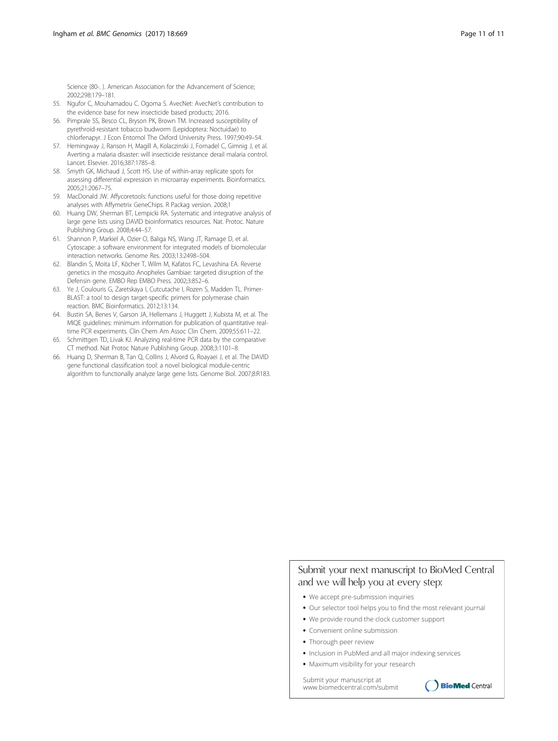Science (80-. ). American Association for the Advancement of Science; 2002;298:179–181.

55. Ngufor C, Mouhamadou C. Ogoma S. AvecNet: AvecNet's contribution to the evidence base for new insecticide based products; 2016.
56. Pimprale SS, Besco CL, Bryson PK, Brown TM. Increased susceptibility of pyrethroid-resistant tobacco budworm (Lepidoptera: Noctuidae) to chlorfenapyr. J Econ Entomol The Oxford University Press. 1997;90:49–54.
57. Hemingway J, Ranson H, Magill A, Kolaczinski J, Fornadel C, Gimnig J, et al. Averting a malaria disaster: will insecticide resistance derail malaria control. Lancet. Elsevier. 2016;387:1785–8.
58. Smyth GK, Michaud J, Scott HS. Use of within-array replicate spots for assessing differential expression in microarray experiments. Bioinformatics. 2005;21:2067–75.
59. MacDonald JW. Affycoretools: functions useful for those doing repetitive analyses with Affymetrix GeneChips. R Packag version. 2008;1
60. Huang DW, Sherman BT, Lempicki RA. Systematic and integrative analysis of large gene lists using DAVID bioinformatics resources. Nat. Protoc. Nature Publishing Group. 2008;4:44–57.
61. Shannon P, Markiel A, Ozier O, Baliga NS, Wang JT, Ramage D, et al. Cytoscape: a software environment for integrated models of biomolecular interaction networks. Genome Res. 2003;13:2498–504.
62. Blandin S, Moita LF, Köcher T, Wilm M, Kafatos FC, Levashina EA. Reverse genetics in the mosquito Anopheles Gambiae: targeted disruption of the Defensin gene. EMBO Rep EMBO Press. 2002;3:852–6.
63. Ye J, Coulouris G, Zaretskaya I, Cutcutache I, Rozen S, Madden TL. Primer-BLAST: a tool to design target-specific primers for polymerase chain reaction. BMC Bioinformatics. 2012;13:134.
64. Bustin SA, Benes V, Garson JA, Hellemans J, Huggett J, Kubista M, et al. The MIQE guidelines: minimum information for publication of quantitative real-time PCR experiments. Clin Chem Am Assoc Clin Chem. 2009;55:611–22.
65. Schmittgen TD, Livak KJ. Analyzing real-time PCR data by the comparative CT method. Nat Protoc Nature Publishing Group. 2008;3:1101–8.
66. Huang D, Sherman B, Tan Q, Collins J, Alvord G, Roayaei J, et al. The DAVID gene functional classification tool: a novel biological module-centric algorithm to functionally analyze large gene lists. Genome Biol. 2007;8:R183.

Submit your next manuscript to BioMed Central and we will help you at every step:

- We accept pre-submission inquiries
- Our selector tool helps you to find the most relevant journal
- We provide round the clock customer support
- Convenient online submission
- Thorough peer review
- Inclusion in PubMed and all major indexing services
- Maximum visibility for your research

Submit your manuscript at
www.biomedcentral.com/submit

BioMed Central